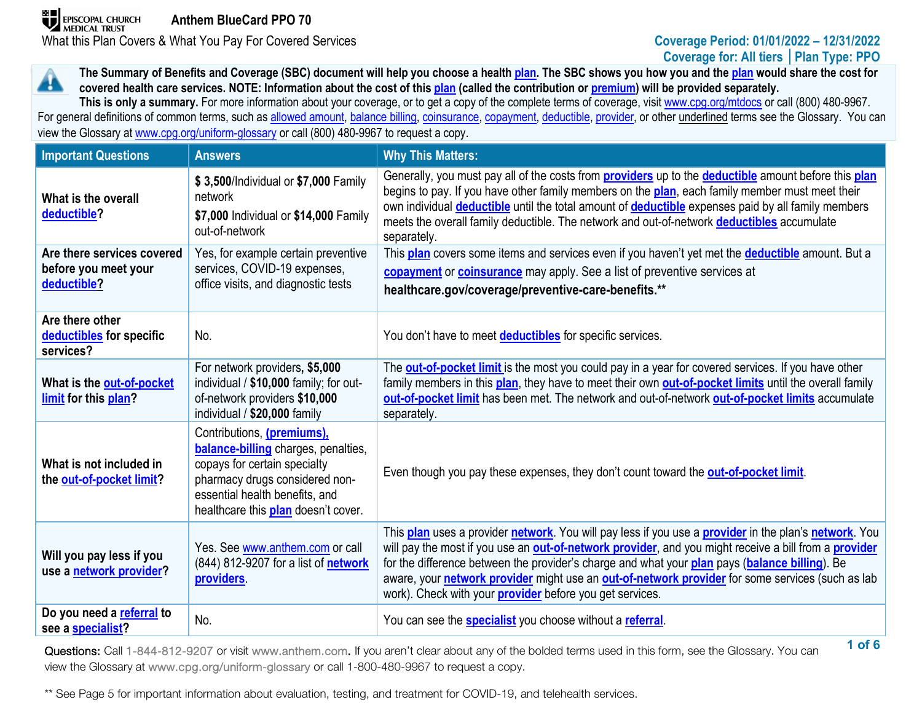EPISCOPAL CHURCH MEDICAL TRUST

# Anthem BlueCard PPO 70

What this Plan Covers & What You Pay For Covered Services

**Coverage Period: 01/01/2022 – 12/31/2022**
**Coverage for: All tiers | Plan Type: PPO**

**The Summary of Benefits and Coverage (SBC) document will help you choose a health plan. The SBC shows you how you and the plan would share the cost for covered health care services. NOTE: Information about the cost of this plan (called the contribution or premium) will be provided separately.**

**This is only a summary.** For more information about your coverage, or to get a copy of the complete terms of coverage, visit www.cpg.org/mtdocs or call (800) 480-9967. For general definitions of common terms, such as allowed amount, balance billing, coinsurance, copayment, deductible, provider, or other underlined terms see the Glossary. You can view the Glossary at www.cpg.org/uniform-glossary or call (800) 480-9967 to request a copy.

| Important Questions | Answers | Why This Matters: |
|---|---|---|
| **What is the overall deductible?** | **$ 3,500**/Individual or **$7,000** Family network<br>**$7,000** Individual or **$14,000** Family out-of-network | Generally, you must pay all of the costs from **providers** up to the **deductible** amount before this **plan** begins to pay. If you have other family members on the **plan**, each family member must meet their own individual **deductible** until the total amount of **deductible** expenses paid by all family members meets the overall family deductible. The network and out-of-network **deductibles** accumulate separately. |
| **Are there services covered before you meet your deductible?** | Yes, for example certain preventive services, COVID-19 expenses, office visits, and diagnostic tests | This **plan** covers some items and services even if you haven't yet met the **deductible** amount. But a **copayment** or **coinsurance** may apply. See a list of preventive services at **healthcare.gov/coverage/preventive-care-benefits.\*\*** |
| **Are there other deductibles for specific services?** | No. | You don't have to meet **deductibles** for specific services. |
| **What is the out-of-pocket limit for this plan?** | For network providers, **$5,000** individual / **$10,000** family; for out-of-network providers **$10,000** individual / **$20,000** family | The **out-of-pocket limit** is the most you could pay in a year for covered services. If you have other family members in this **plan**, they have to meet their own **out-of-pocket limits** until the overall family **out-of-pocket limit** has been met. The network and out-of-network **out-of-pocket limits** accumulate separately. |
| **What is not included in the out-of-pocket limit?** | Contributions, **(premiums)**, **balance-billing** charges, penalties, copays for certain specialty pharmacy drugs considered non-essential health benefits, and healthcare this **plan** doesn't cover. | Even though you pay these expenses, they don't count toward the **out-of-pocket limit**. |
| **Will you pay less if you use a network provider?** | Yes. See www.anthem.com or call (844) 812-9207 for a list of **network providers**. | This **plan** uses a provider **network**. You will pay less if you use a **provider** in the plan's **network**. You will pay the most if you use an **out-of-network provider**, and you might receive a bill from a **provider** for the difference between the provider's charge and what your **plan** pays (**balance billing**). Be aware, your **network provider** might use an **out-of-network provider** for some services (such as lab work). Check with your **provider** before you get services. |
| **Do you need a referral to see a specialist?** | No. | You can see the **specialist** you choose without a **referral**. |

Questions: Call 1-844-812-9207 or visit www.anthem.com. If you aren't clear about any of the bolded terms used in this form, see the Glossary. You can view the Glossary at www.cpg.org/uniform-glossary or call 1-800-480-9967 to request a copy.

\*\* See Page 5 for important information about evaluation, testing, and treatment for COVID-19, and telehealth services.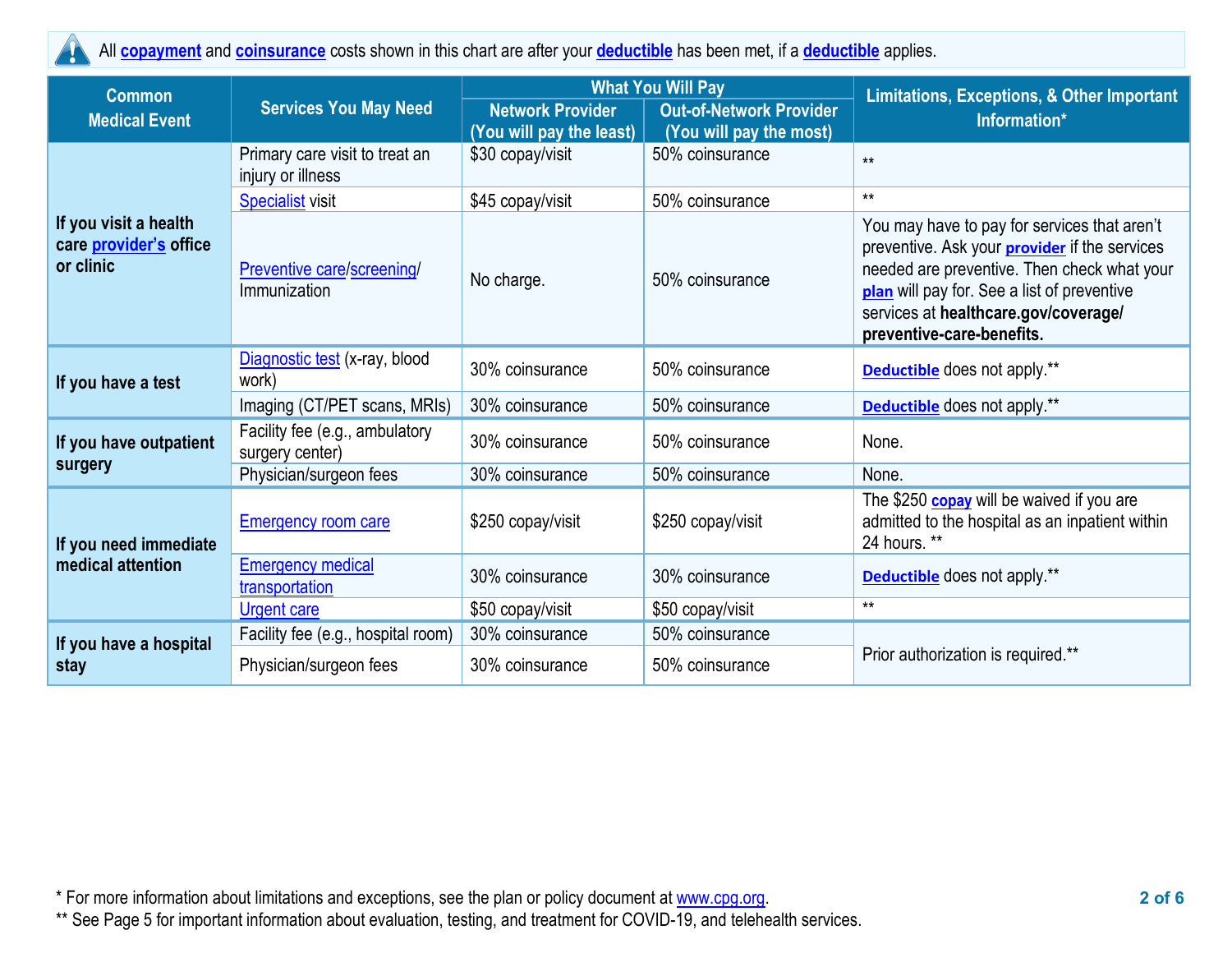All **copayment** and **coinsurance** costs shown in this chart are after your **deductible** has been met, if a **deductible** applies.

| Common Medical Event | Services You May Need | What You Will Pay | | Limitations, Exceptions, & Other Important Information* |
|---|---|---|---|---|
| | | Network Provider (You will pay the least) | Out-of-Network Provider (You will pay the most) | |
| **If you visit a health care provider's office or clinic** | Primary care visit to treat an injury or illness | $30 copay/visit | 50% coinsurance | ** |
| | Specialist visit | $45 copay/visit | 50% coinsurance | ** |
| | Preventive care/screening/ Immunization | No charge. | 50% coinsurance | You may have to pay for services that aren't preventive. Ask your **provider** if the services needed are preventive. Then check what your **plan** will pay for. See a list of preventive services at **healthcare.gov/coverage/ preventive-care-benefits.** |
| **If you have a test** | Diagnostic test (x-ray, blood work) | 30% coinsurance | 50% coinsurance | **Deductible** does not apply.** |
| | Imaging (CT/PET scans, MRIs) | 30% coinsurance | 50% coinsurance | **Deductible** does not apply.** |
| **If you have outpatient surgery** | Facility fee (e.g., ambulatory surgery center) | 30% coinsurance | 50% coinsurance | None. |
| | Physician/surgeon fees | 30% coinsurance | 50% coinsurance | None. |
| **If you need immediate medical attention** | Emergency room care | $250 copay/visit | $250 copay/visit | The $250 **copay** will be waived if you are admitted to the hospital as an inpatient within 24 hours. ** |
| | Emergency medical transportation | 30% coinsurance | 30% coinsurance | **Deductible** does not apply.** |
| | Urgent care | $50 copay/visit | $50 copay/visit | ** |
| **If you have a hospital stay** | Facility fee (e.g., hospital room) | 30% coinsurance | 50% coinsurance | Prior authorization is required.** |
| | Physician/surgeon fees | 30% coinsurance | 50% coinsurance | |

* For more information about limitations and exceptions, see the plan or policy document at www.cpg.org.

** See Page 5 for important information about evaluation, testing, and treatment for COVID-19, and telehealth services.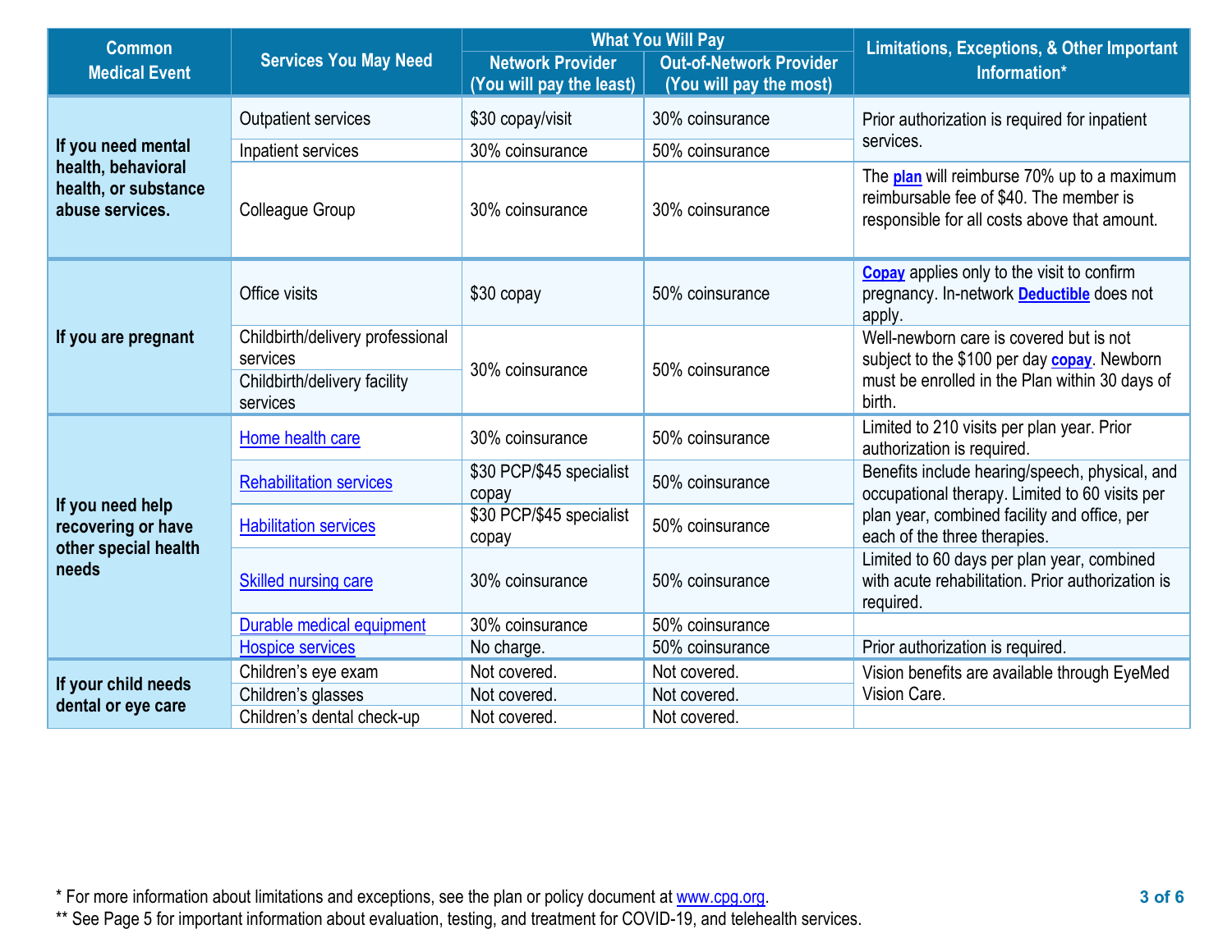| Common Medical Event | Services You May Need | What You Will Pay | | Limitations, Exceptions, & Other Important Information* |
|---|---|---|---|---|
| | | Network Provider (You will pay the least) | Out-of-Network Provider (You will pay the most) | |
| If you need mental health, behavioral health, or substance abuse services. | Outpatient services | $30 copay/visit | 30% coinsurance | Prior authorization is required for inpatient services. |
| | Inpatient services | 30% coinsurance | 50% coinsurance | |
| | Colleague Group | 30% coinsurance | 30% coinsurance | The plan will reimburse 70% up to a maximum reimbursable fee of $40. The member is responsible for all costs above that amount. |
| If you are pregnant | Office visits | $30 copay | 50% coinsurance | Copay applies only to the visit to confirm pregnancy. In-network Deductible does not apply. |
| | Childbirth/delivery professional services | 30% coinsurance | 50% coinsurance | Well-newborn care is covered but is not subject to the $100 per day copay. Newborn must be enrolled in the Plan within 30 days of birth. |
| | Childbirth/delivery facility services | | | |
| If you need help recovering or have other special health needs | Home health care | 30% coinsurance | 50% coinsurance | Limited to 210 visits per plan year. Prior authorization is required. |
| | Rehabilitation services | $30 PCP/$45 specialist copay | 50% coinsurance | Benefits include hearing/speech, physical, and occupational therapy. Limited to 60 visits per plan year, combined facility and office, per each of the three therapies. |
| | Habilitation services | $30 PCP/$45 specialist copay | 50% coinsurance | |
| | Skilled nursing care | 30% coinsurance | 50% coinsurance | Limited to 60 days per plan year, combined with acute rehabilitation. Prior authorization is required. |
| | Durable medical equipment | 30% coinsurance | 50% coinsurance | |
| | Hospice services | No charge. | 50% coinsurance | Prior authorization is required. |
| If your child needs dental or eye care | Children's eye exam | Not covered. | Not covered. | Vision benefits are available through EyeMed Vision Care. |
| | Children's glasses | Not covered. | Not covered. | |
| | Children's dental check-up | Not covered. | Not covered. | |

* For more information about limitations and exceptions, see the plan or policy document at www.cpg.org.

** See Page 5 for important information about evaluation, testing, and treatment for COVID-19, and telehealth services.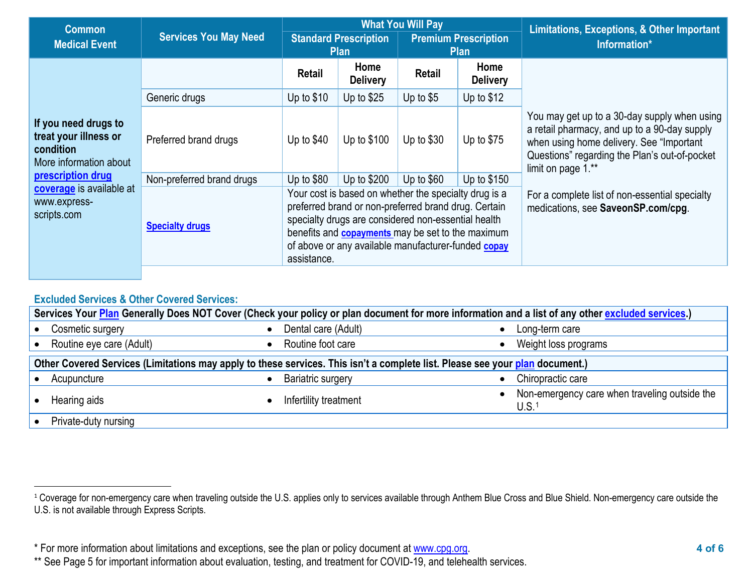| Common Medical Event | Services You May Need | What You Will Pay | | | | Limitations, Exceptions, & Other Important Information* |
|---|---|---|---|---|---|---|
| | | Standard Prescription Plan | | Premium Prescription Plan | | |
| | | Retail | Home Delivery | Retail | Home Delivery | |
| **If you need drugs to treat your illness or condition** More information about **prescription drug coverage** is available at www.express-scripts.com | Generic drugs | Up to $10 | Up to $25 | Up to $5 | Up to $12 | You may get up to a 30-day supply when using a retail pharmacy, and up to a 90-day supply when using home delivery. See "Important Questions" regarding the Plan's out-of-pocket limit on page 1.** For a complete list of non-essential specialty medications, see **SaveonSP.com/cpg**. |
| | Preferred brand drugs | Up to $40 | Up to $100 | Up to $30 | Up to $75 | |
| | Non-preferred brand drugs | Up to $80 | Up to $200 | Up to $60 | Up to $150 | |
| | **Specialty drugs** | Your cost is based on whether the specialty drug is a preferred brand or non-preferred brand drug. Certain specialty drugs are considered non-essential health benefits and **copayments** may be set to the maximum of above or any available manufacturer-funded **copay** assistance. | | | | |

## Excluded Services & Other Covered Services:

| **Services Your Plan Generally Does NOT Cover (Check your policy or plan document for more information and a list of any other excluded services.)** | | |
|---|---|---|
| • Cosmetic surgery | • Dental care (Adult) | • Long-term care |
| • Routine eye care (Adult) | • Routine foot care | • Weight loss programs |

| **Other Covered Services (Limitations may apply to these services. This isn't a complete list. Please see your plan document.)** | | |
|---|---|---|
| • Acupuncture | • Bariatric surgery | • Chiropractic care |
| • Hearing aids | • Infertility treatment | • Non-emergency care when traveling outside the U.S.[1] |
| • Private-duty nursing | | |

[1] Coverage for non-emergency care when traveling outside the U.S. applies only to services available through Anthem Blue Cross and Blue Shield. Non-emergency care outside the U.S. is not available through Express Scripts.

* For more information about limitations and exceptions, see the plan or policy document at www.cpg.org.
** See Page 5 for important information about evaluation, testing, and treatment for COVID-19, and telehealth services.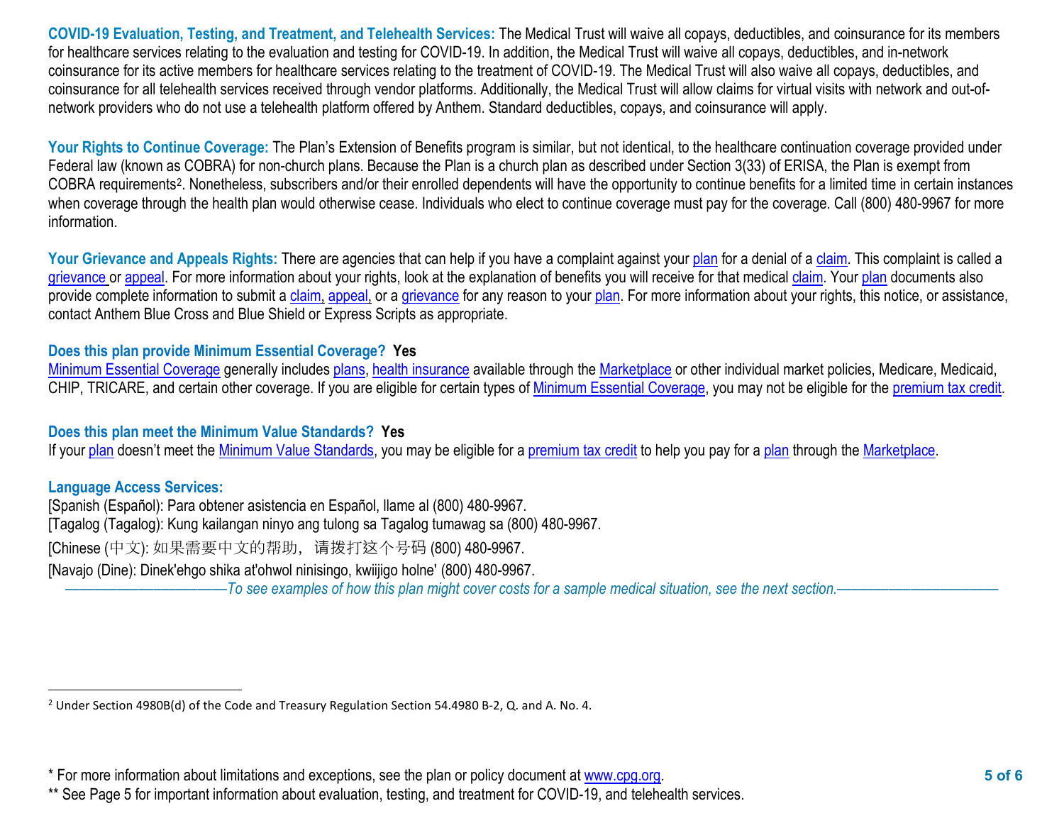**COVID-19 Evaluation, Testing, and Treatment, and Telehealth Services:** The Medical Trust will waive all copays, deductibles, and coinsurance for its members for healthcare services relating to the evaluation and testing for COVID-19. In addition, the Medical Trust will waive all copays, deductibles, and in-network coinsurance for its active members for healthcare services relating to the treatment of COVID-19. The Medical Trust will also waive all copays, deductibles, and coinsurance for all telehealth services received through vendor platforms. Additionally, the Medical Trust will allow claims for virtual visits with network and out-of-network providers who do not use a telehealth platform offered by Anthem. Standard deductibles, copays, and coinsurance will apply.

**Your Rights to Continue Coverage:** The Plan's Extension of Benefits program is similar, but not identical, to the healthcare continuation coverage provided under Federal law (known as COBRA) for non-church plans. Because the Plan is a church plan as described under Section 3(33) of ERISA, the Plan is exempt from COBRA requirements[2]. Nonetheless, subscribers and/or their enrolled dependents will have the opportunity to continue benefits for a limited time in certain instances when coverage through the health plan would otherwise cease. Individuals who elect to continue coverage must pay for the coverage. Call (800) 480-9967 for more information.

**Your Grievance and Appeals Rights:** There are agencies that can help if you have a complaint against your plan for a denial of a claim. This complaint is called a grievance or appeal. For more information about your rights, look at the explanation of benefits you will receive for that medical claim. Your plan documents also provide complete information to submit a claim, appeal, or a grievance for any reason to your plan. For more information about your rights, this notice, or assistance, contact Anthem Blue Cross and Blue Shield or Express Scripts as appropriate.

**Does this plan provide Minimum Essential Coverage? Yes**

Minimum Essential Coverage generally includes plans, health insurance available through the Marketplace or other individual market policies, Medicare, Medicaid, CHIP, TRICARE, and certain other coverage. If you are eligible for certain types of Minimum Essential Coverage, you may not be eligible for the premium tax credit.

**Does this plan meet the Minimum Value Standards? Yes**

If your plan doesn't meet the Minimum Value Standards, you may be eligible for a premium tax credit to help you pay for a plan through the Marketplace.

**Language Access Services:**

[Spanish (Español): Para obtener asistencia en Español, llame al (800) 480-9967.

[Tagalog (Tagalog): Kung kailangan ninyo ang tulong sa Tagalog tumawag sa (800) 480-9967.

[Chinese (中文): 如果需要中文的帮助，请拨打这个号码 (800) 480-9967.

[Navajo (Dine): Dinek'ehgo shika at'ohwol ninisingo, kwiijigo holne' (800) 480-9967.

*——————————To see examples of how this plan might cover costs for a sample medical situation, see the next section.——————————*

[2] Under Section 4980B(d) of the Code and Treasury Regulation Section 54.4980 B-2, Q. and A. No. 4.

* For more information about limitations and exceptions, see the plan or policy document at www.cpg.org.

** See Page 5 for important information about evaluation, testing, and treatment for COVID-19, and telehealth services.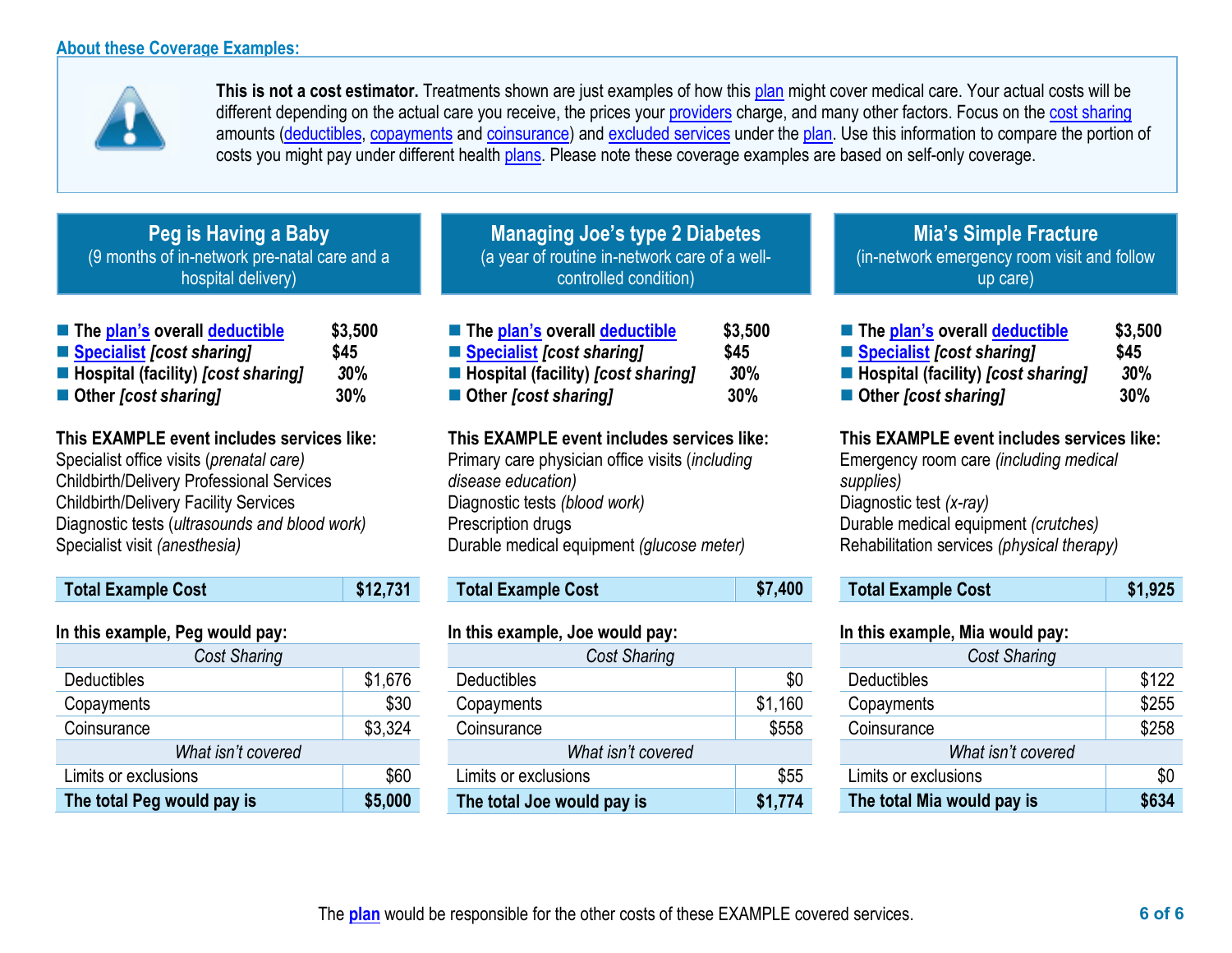## About these Coverage Examples:

**This is not a cost estimator.** Treatments shown are just examples of how this plan might cover medical care. Your actual costs will be different depending on the actual care you receive, the prices your providers charge, and many other factors. Focus on the cost sharing amounts (deductibles, copayments and coinsurance) and excluded services under the plan. Use this information to compare the portion of costs you might pay under different health plans. Please note these coverage examples are based on self-only coverage.

### Peg is Having a Baby
(9 months of in-network pre-natal care and a hospital delivery)

- **The plan's overall deductible** **$3,500**
- **Specialist** ***[cost sharing]*** **$45**
- **Hospital (facility)** ***[cost sharing]*** **30%**
- **Other** ***[cost sharing]*** **30%**

**This EXAMPLE event includes services like:**
Specialist office visits *(prenatal care)*
Childbirth/Delivery Professional Services
Childbirth/Delivery Facility Services
Diagnostic tests *(ultrasounds and blood work)*
Specialist visit *(anesthesia)*

| **Total Example Cost** | **$12,731** |
|---|---|

**In this example, Peg would pay:**

| *Cost Sharing* | |
|---|---|
| Deductibles | $1,676 |
| Copayments | $30 |
| Coinsurance | $3,324 |
| *What isn't covered* | |
| Limits or exclusions | $60 |
| **The total Peg would pay is** | **$5,000** |

### Managing Joe's type 2 Diabetes
(a year of routine in-network care of a well-controlled condition)

- **The plan's overall deductible** **$3,500**
- **Specialist** ***[cost sharing]*** **$45**
- **Hospital (facility)** ***[cost sharing]*** **30%**
- **Other** ***[cost sharing]*** **30%**

**This EXAMPLE event includes services like:**
Primary care physician office visits *(including disease education)*
Diagnostic tests *(blood work)*
Prescription drugs
Durable medical equipment *(glucose meter)*

| **Total Example Cost** | **$7,400** |
|---|---|

**In this example, Joe would pay:**

| *Cost Sharing* | |
|---|---|
| Deductibles | $0 |
| Copayments | $1,160 |
| Coinsurance | $558 |
| *What isn't covered* | |
| Limits or exclusions | $55 |
| **The total Joe would pay is** | **$1,774** |

### Mia's Simple Fracture
(in-network emergency room visit and follow up care)

- **The plan's overall deductible** **$3,500**
- **Specialist** ***[cost sharing]*** **$45**
- **Hospital (facility)** ***[cost sharing]*** **30%**
- **Other** ***[cost sharing]*** **30%**

**This EXAMPLE event includes services like:**
Emergency room care *(including medical supplies)*
Diagnostic test *(x-ray)*
Durable medical equipment *(crutches)*
Rehabilitation services *(physical therapy)*

| **Total Example Cost** | **$1,925** |
|---|---|

**In this example, Mia would pay:**

| *Cost Sharing* | |
|---|---|
| Deductibles | $122 |
| Copayments | $255 |
| Coinsurance | $258 |
| *What isn't covered* | |
| Limits or exclusions | $0 |
| **The total Mia would pay is** | **$634** |

The plan would be responsible for the other costs of these EXAMPLE covered services.